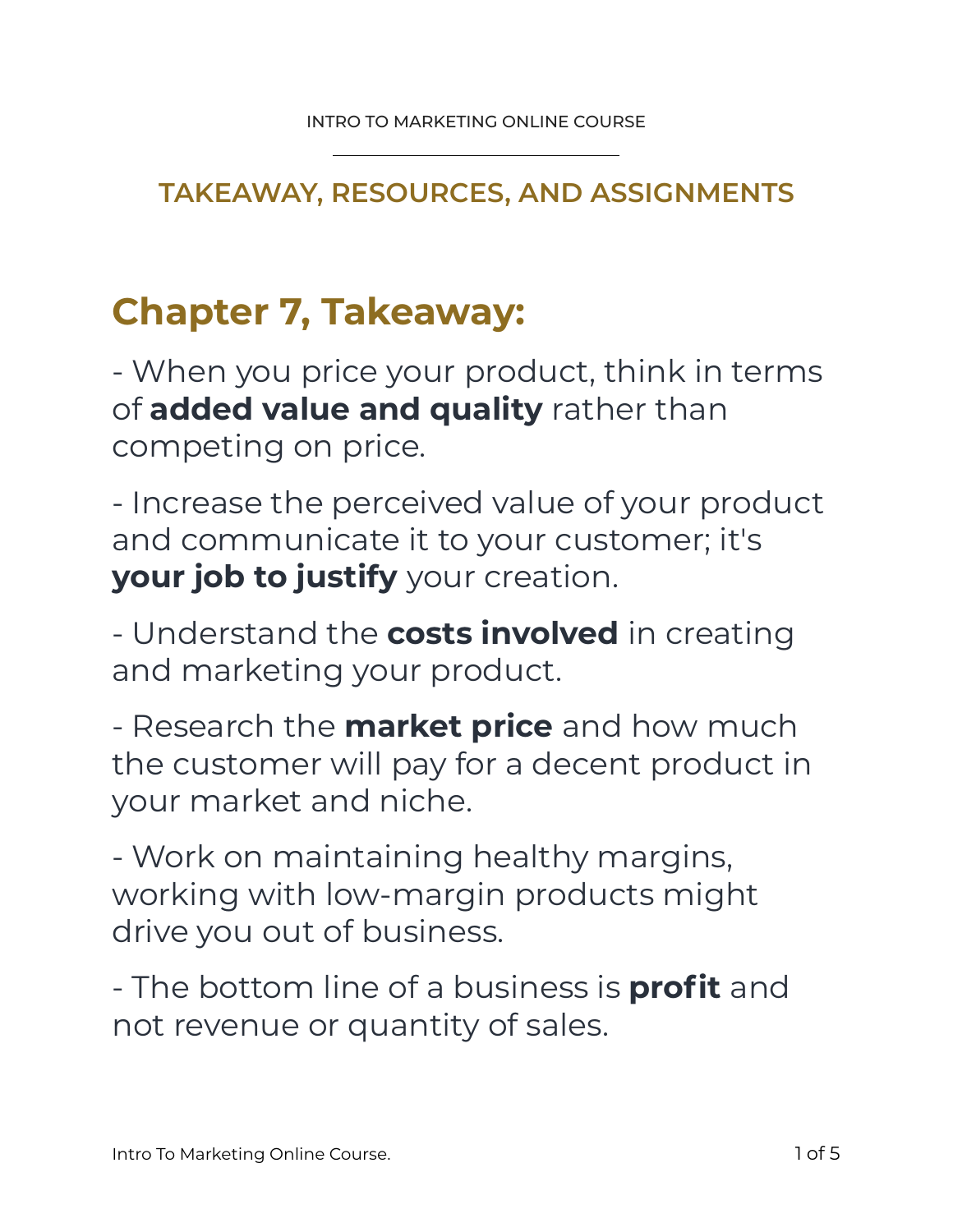TAKEAWAY, RESOURCES, AND ASSIGNMENTS

# Chapter 7, Takeaway:

- When you price your product, think in terms of **added value and quality** rather than competing on price.

- Increase the perceived value of your product and communicate it to your customer; it's **your job to justify** your creation.

- Understand the **costs involved** in creating and marketing your product.

- Research the **market price** and how much the customer will pay for a decent product in your market and niche.

- Work on maintaining healthy margins, working with low-margin products might drive you out of business.

- The bottom line of a business is **profit** and not revenue or quantity of sales.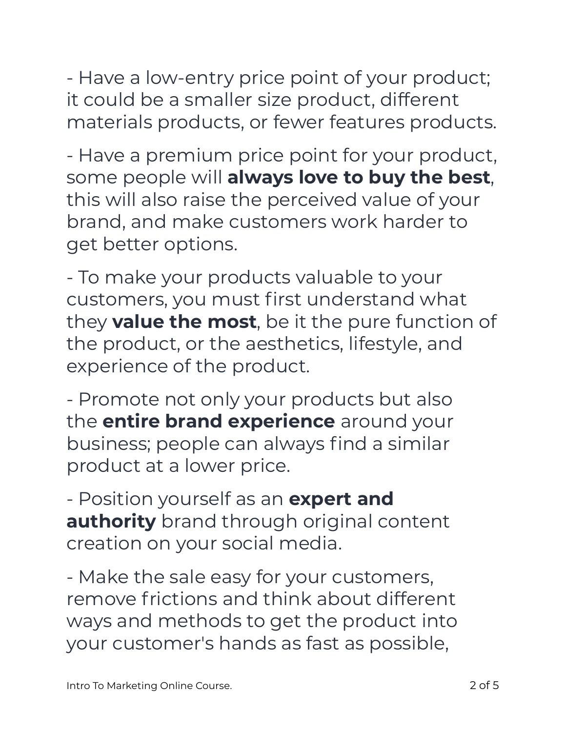- Have a low-entry price point of your product; it could be a smaller size product, different materials products, or fewer features products.

- Have a premium price point for your product, some people will **always love to buy the best**, this will also raise the perceived value of your brand, and make customers work harder to get better options.

- To make your products valuable to your customers, you must first understand what they **value the most**, be it the pure function of the product, or the aesthetics, lifestyle, and experience of the product.

- Promote not only your products but also the **entire brand experience** around your business; people can always find a similar product at a lower price.

- Position yourself as an **expert and authority** brand through original content creation on your social media.

- Make the sale easy for your customers, remove frictions and think about different ways and methods to get the product into your customer's hands as fast as possible,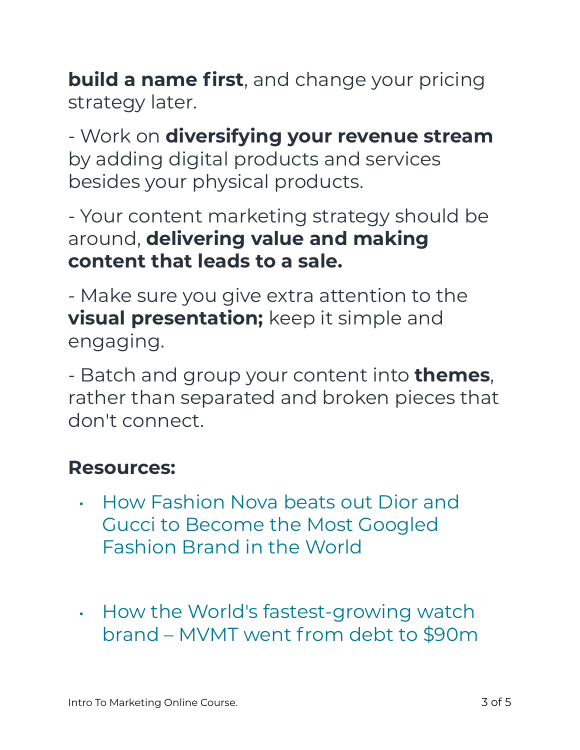**build a name first**, and change your pricing strategy later.

- Work on **diversifying your revenue stream** by adding digital products and services besides your physical products.

- Your content marketing strategy should be around, **delivering value and making content that leads to a sale.**

- Make sure you give extra attention to the **visual presentation;** keep it simple and engaging.

- Batch and group your content into **themes**, rather than separated and broken pieces that don't connect.

**Resources:**

- How Fashion Nova beats out Dior and Gucci to Become the Most Googled Fashion Brand in the World

- How the World's fastest-growing watch brand – MVMT went from debt to $90m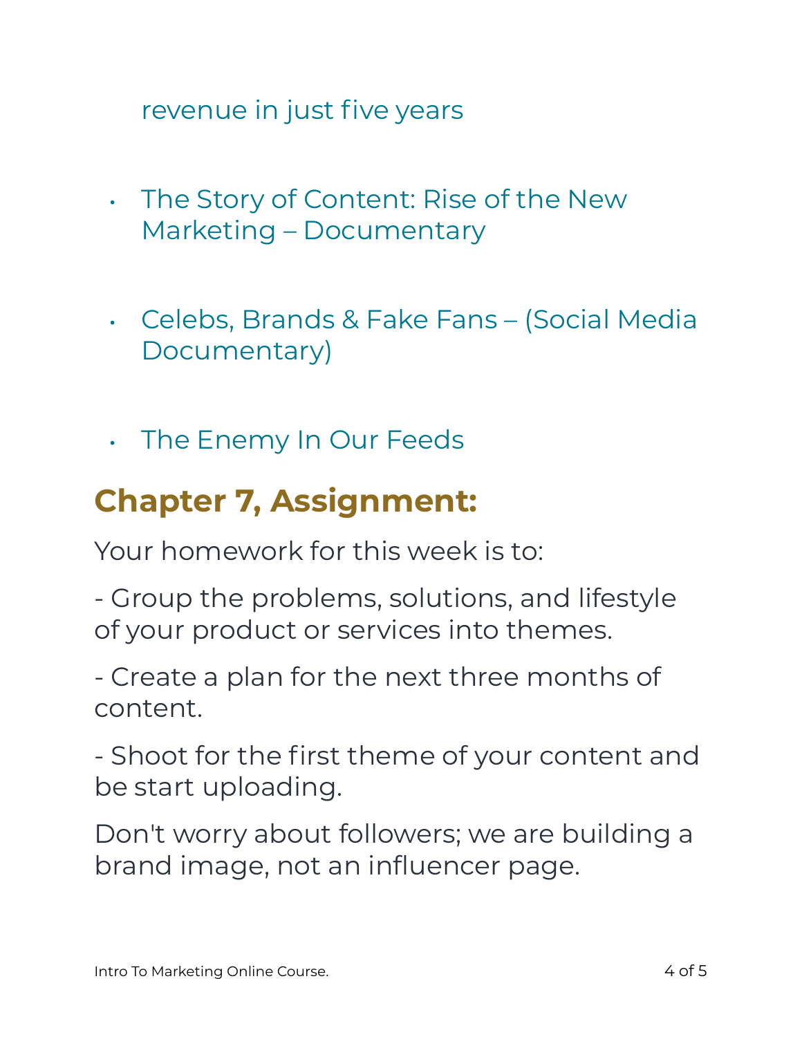revenue in just five years

- The Story of Content: Rise of the New Marketing – Documentary

- Celebs, Brands & Fake Fans – (Social Media Documentary)

- The Enemy In Our Feeds

## Chapter 7, Assignment:

Your homework for this week is to:

- Group the problems, solutions, and lifestyle of your product or services into themes.

- Create a plan for the next three months of content.

- Shoot for the first theme of your content and be start uploading.

Don't worry about followers; we are building a brand image, not an influencer page.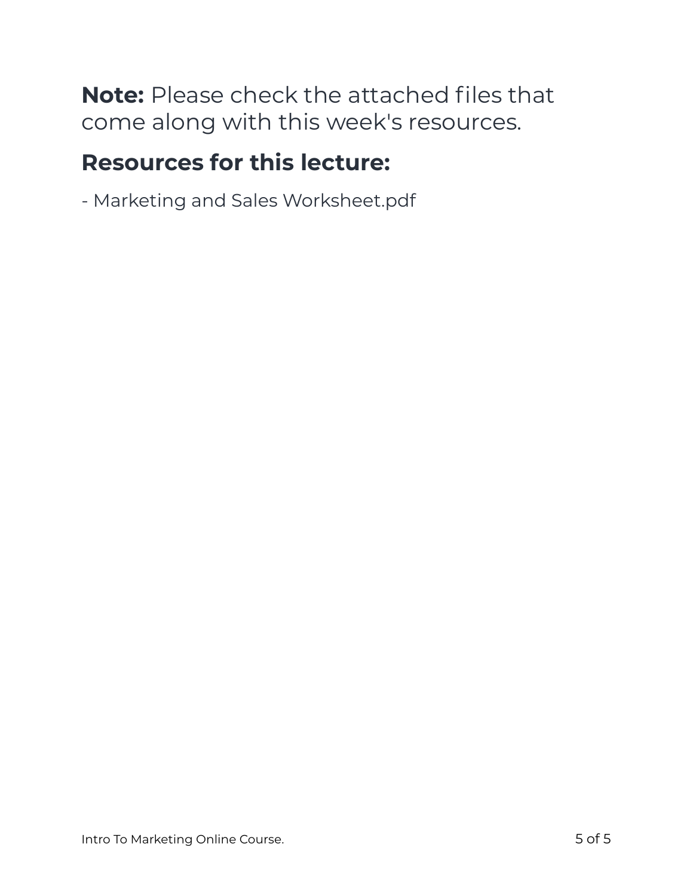**Note:** Please check the attached files that come along with this week's resources.

## Resources for this lecture:

- Marketing and Sales Worksheet.pdf